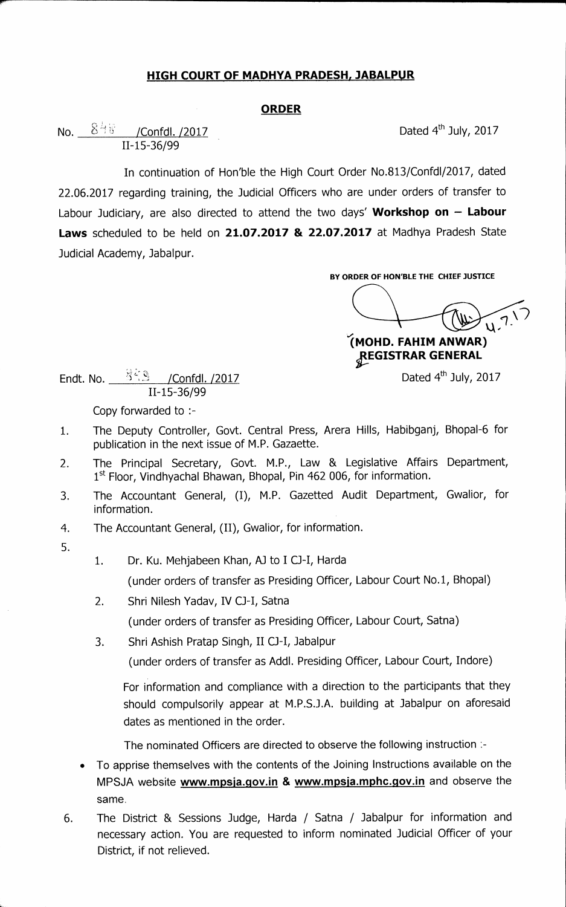# HIGH COURT OF MADHYA PRADESH, JABALPUR

## ORDER

No. 848 /Confdl. /2017 
II-15-36/99

Dated 4th July, 2017

In continuation of Hon'ble the High Court Order No.813/Confdl/2017, dated 22.06.2017 regarding training, the Judicial Officers who are under orders of transfer to Labour Judiciary, are also directed to attend the two days' **Workshop on – Labour Laws** scheduled to be held on **21.07.2017 & 22.07.2017** at Madhya Pradesh State Judicial Academy, Jabalpur.

BY ORDER OF HON'BLE THE CHIEF JUSTICE

4.7.17

**(MOHD. FAHIM ANWAR)**
**REGISTRAR GENERAL**

Endt. No. 849 /Confdl. /2017 
II-15-36/99

Dated 4th July, 2017

Copy forwarded to :-

1. The Deputy Controller, Govt. Central Press, Arera Hills, Habibganj, Bhopal-6 for publication in the next issue of M.P. Gazaette.
2. The Principal Secretary, Govt. M.P., Law & Legislative Affairs Department, 1st Floor, Vindhyachal Bhawan, Bhopal, Pin 462 006, for information.
3. The Accountant General, (I), M.P. Gazetted Audit Department, Gwalior, for information.
4. The Accountant General, (II), Gwalior, for information.
5. 
   1. Dr. Ku. Mehjabeen Khan, AJ to I CJ-I, Harda
      (under orders of transfer as Presiding Officer, Labour Court No.1, Bhopal)
   2. Shri Nilesh Yadav, IV CJ-I, Satna
      (under orders of transfer as Presiding Officer, Labour Court, Satna)
   3. Shri Ashish Pratap Singh, II CJ-I, Jabalpur
      (under orders of transfer as Addl. Presiding Officer, Labour Court, Indore)

   For information and compliance with a direction to the participants that they should compulsorily appear at M.P.S.J.A. building at Jabalpur on aforesaid dates as mentioned in the order.

   The nominated Officers are directed to observe the following instruction :-

   - To apprise themselves with the contents of the Joining Instructions available on the MPSJA website **www.mpsja.gov.in** & **www.mpsja.mphc.gov.in** and observe the same.
6. The District & Sessions Judge, Harda / Satna / Jabalpur for information and necessary action. You are requested to inform nominated Judicial Officer of your District, if not relieved.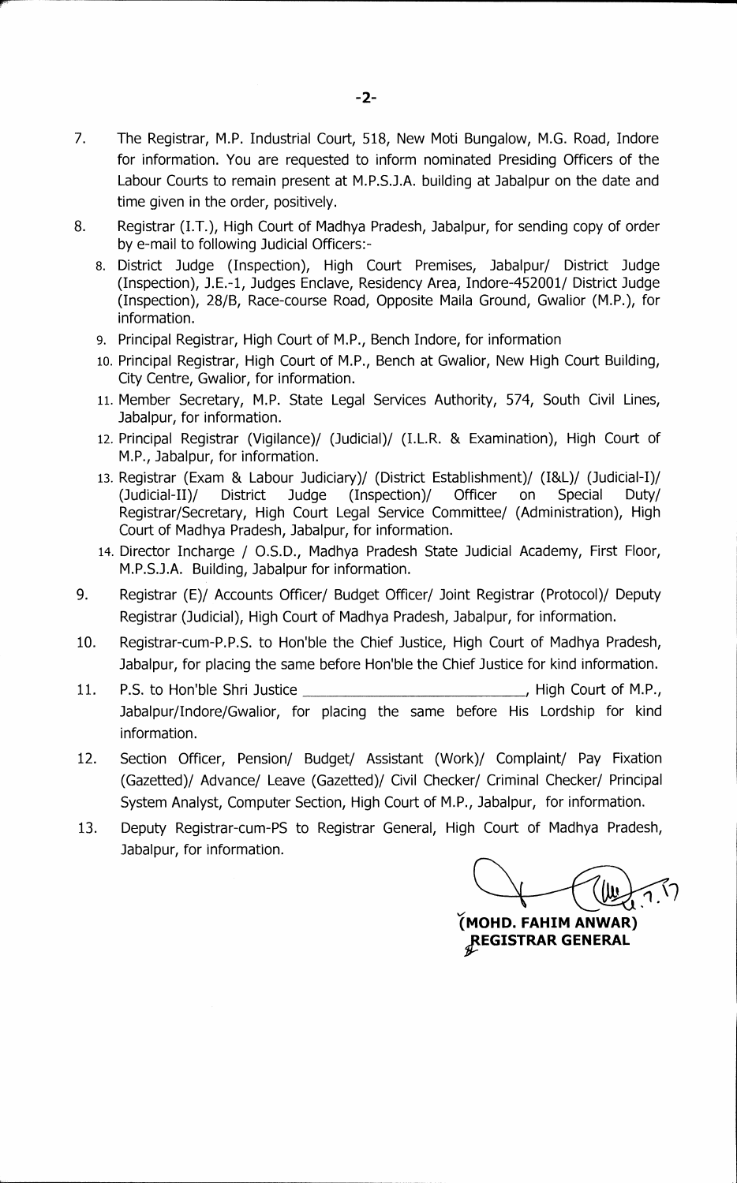7. The Registrar, M.P. Industrial Court, 518, New Moti Bungalow, M.G. Road, Indore for information. You are requested to inform nominated Presiding Officers of the Labour Courts to remain present at M.P.S.J.A. building at Jabalpur on the date and time given in the order, positively.

8. Registrar (I.T.), High Court of Madhya Pradesh, Jabalpur, for sending copy of order by e-mail to following Judicial Officers:-

   8. District Judge (Inspection), High Court Premises, Jabalpur/ District Judge (Inspection), J.E.-1, Judges Enclave, Residency Area, Indore-452001/ District Judge (Inspection), 28/B, Race-course Road, Opposite Maila Ground, Gwalior (M.P.), for information.
   9. Principal Registrar, High Court of M.P., Bench Indore, for information
   10. Principal Registrar, High Court of M.P., Bench at Gwalior, New High Court Building, City Centre, Gwalior, for information.
   11. Member Secretary, M.P. State Legal Services Authority, 574, South Civil Lines, Jabalpur, for information.
   12. Principal Registrar (Vigilance)/ (Judicial)/ (I.L.R. & Examination), High Court of M.P., Jabalpur, for information.
   13. Registrar (Exam & Labour Judiciary)/ (District Establishment)/ (I&L)/ (Judicial-I)/ (Judicial-II)/ District Judge (Inspection)/ Officer on Special Duty/ Registrar/Secretary, High Court Legal Service Committee/ (Administration), High Court of Madhya Pradesh, Jabalpur, for information.
   14. Director Incharge / O.S.D., Madhya Pradesh State Judicial Academy, First Floor, M.P.S.J.A. Building, Jabalpur for information.

9. Registrar (E)/ Accounts Officer/ Budget Officer/ Joint Registrar (Protocol)/ Deputy Registrar (Judicial), High Court of Madhya Pradesh, Jabalpur, for information.

10. Registrar-cum-P.P.S. to Hon'ble the Chief Justice, High Court of Madhya Pradesh, Jabalpur, for placing the same before Hon'ble the Chief Justice for kind information.

11. P.S. to Hon'ble Shri Justice \_\_\_\_\_\_\_\_\_\_\_\_\_\_\_\_\_\_\_\_\_\_\_\_\_\_\_\_, High Court of M.P., Jabalpur/Indore/Gwalior, for placing the same before His Lordship for kind information.

12. Section Officer, Pension/ Budget/ Assistant (Work)/ Complaint/ Pay Fixation (Gazetted)/ Advance/ Leave (Gazetted)/ Civil Checker/ Criminal Checker/ Principal System Analyst, Computer Section, High Court of M.P., Jabalpur, for information.

13. Deputy Registrar-cum-PS to Registrar General, High Court of Madhya Pradesh, Jabalpur, for information.

**(MOHD. FAHIM ANWAR)**
**REGISTRAR GENERAL**